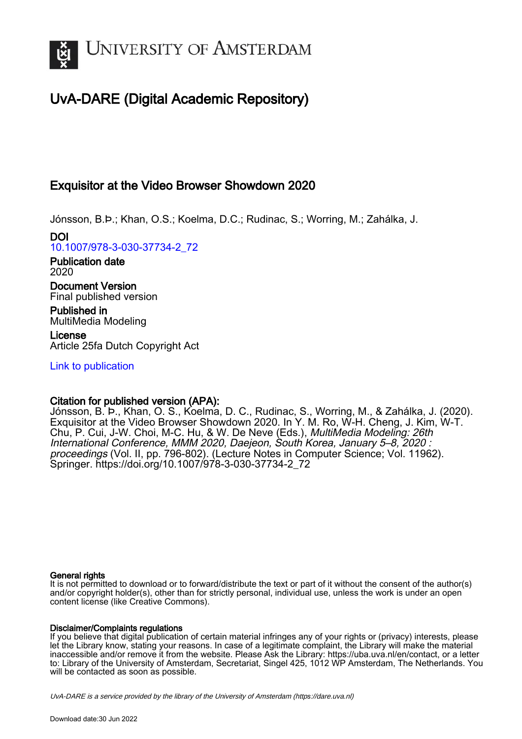# UvA-DARE (Digital Academic Repository)

## Exquisitor at the Video Browser Showdown 2020

Jónsson, B.Þ.; Khan, O.S.; Koelma, D.C.; Rudinac, S.; Worring, M.; Zahálka, J.

**DOI**
10.1007/978-3-030-37734-2_72

**Publication date**
2020

**Document Version**
Final published version

**Published in**
MultiMedia Modeling

**License**
Article 25fa Dutch Copyright Act

Link to publication

**Citation for published version (APA):**
Jónsson, B. Þ., Khan, O. S., Koelma, D. C., Rudinac, S., Worring, M., & Zahálka, J. (2020). Exquisitor at the Video Browser Showdown 2020. In Y. M. Ro, W-H. Cheng, J. Kim, W-T. Chu, P. Cui, J-W. Choi, M-C. Hu, & W. De Neve (Eds.), *MultiMedia Modeling: 26th International Conference, MMM 2020, Daejeon, South Korea, January 5–8, 2020 : proceedings* (Vol. II, pp. 796-802). (Lecture Notes in Computer Science; Vol. 11962). Springer. https://doi.org/10.1007/978-3-030-37734-2_72

**General rights**
It is not permitted to download or to forward/distribute the text or part of it without the consent of the author(s) and/or copyright holder(s), other than for strictly personal, individual use, unless the work is under an open content license (like Creative Commons).

**Disclaimer/Complaints regulations**
If you believe that digital publication of certain material infringes any of your rights or (privacy) interests, please let the Library know, stating your reasons. In case of a legitimate complaint, the Library will make the material inaccessible and/or remove it from the website. Please Ask the Library: https://uba.uva.nl/en/contact, or a letter to: Library of the University of Amsterdam, Secretariat, Singel 425, 1012 WP Amsterdam, The Netherlands. You will be contacted as soon as possible.

*UvA-DARE is a service provided by the library of the University of Amsterdam (https://dare.uva.nl)*

Download date:30 Jun 2022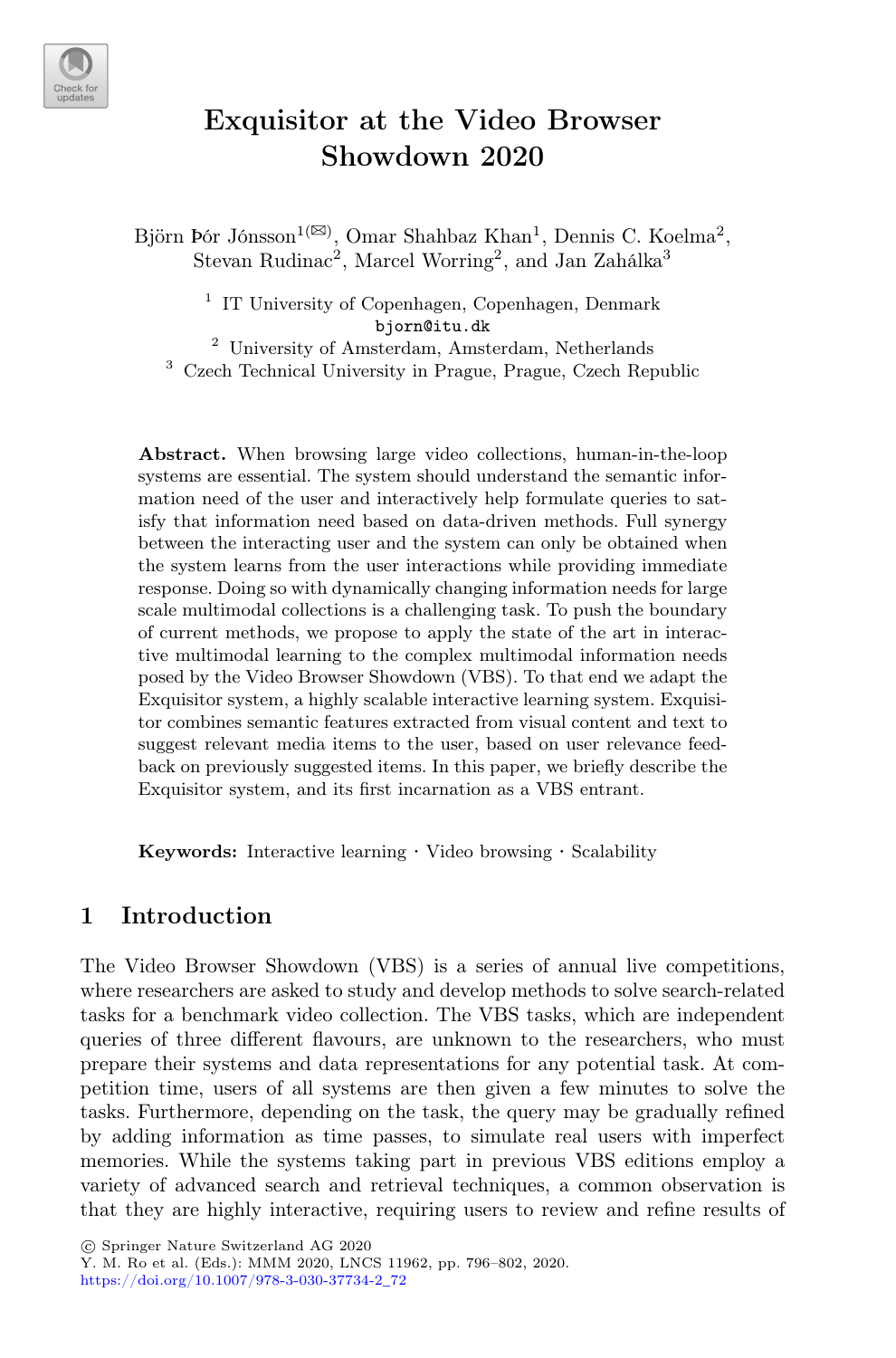# Exquisitor at the Video Browser Showdown 2020

Björn Þór Jónsson[1(✉)], Omar Shahbaz Khan[1], Dennis C. Koelma[2], Stevan Rudinac[2], Marcel Worring[2], and Jan Zahálka[3]

[1] IT University of Copenhagen, Copenhagen, Denmark
bjorn@itu.dk

[2] University of Amsterdam, Amsterdam, Netherlands

[3] Czech Technical University in Prague, Prague, Czech Republic

**Abstract.** When browsing large video collections, human-in-the-loop systems are essential. The system should understand the semantic information need of the user and interactively help formulate queries to satisfy that information need based on data-driven methods. Full synergy between the interacting user and the system can only be obtained when the system learns from the user interactions while providing immediate response. Doing so with dynamically changing information needs for large scale multimodal collections is a challenging task. To push the boundary of current methods, we propose to apply the state of the art in interactive multimodal learning to the complex multimodal information needs posed by the Video Browser Showdown (VBS). To that end we adapt the Exquisitor system, a highly scalable interactive learning system. Exquisitor combines semantic features extracted from visual content and text to suggest relevant media items to the user, based on user relevance feedback on previously suggested items. In this paper, we briefly describe the Exquisitor system, and its first incarnation as a VBS entrant.

**Keywords:** Interactive learning · Video browsing · Scalability

## 1 Introduction

The Video Browser Showdown (VBS) is a series of annual live competitions, where researchers are asked to study and develop methods to solve search-related tasks for a benchmark video collection. The VBS tasks, which are independent queries of three different flavours, are unknown to the researchers, who must prepare their systems and data representations for any potential task. At competition time, users of all systems are then given a few minutes to solve the tasks. Furthermore, depending on the task, the query may be gradually refined by adding information as time passes, to simulate real users with imperfect memories. While the systems taking part in previous VBS editions employ a variety of advanced search and retrieval techniques, a common observation is that they are highly interactive, requiring users to review and refine results of

© Springer Nature Switzerland AG 2020
Y. M. Ro et al. (Eds.): MMM 2020, LNCS 11962, pp. 796–802, 2020.
https://doi.org/10.1007/978-3-030-37734-2_72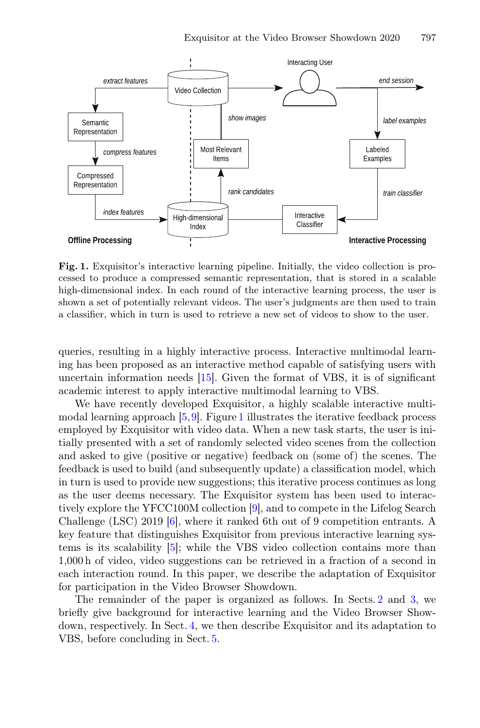**Fig. 1.** Exquisitor's interactive learning pipeline. Initially, the video collection is processed to produce a compressed semantic representation, that is stored in a scalable high-dimensional index. In each round of the interactive learning process, the user is shown a set of potentially relevant videos. The user's judgments are then used to train a classifier, which in turn is used to retrieve a new set of videos to show to the user.

queries, resulting in a highly interactive process. Interactive multimodal learning has been proposed as an interactive method capable of satisfying users with uncertain information needs [15]. Given the format of VBS, it is of significant academic interest to apply interactive multimodal learning to VBS.

We have recently developed Exquisitor, a highly scalable interactive multimodal learning approach [5,9]. Figure 1 illustrates the iterative feedback process employed by Exquisitor with video data. When a new task starts, the user is initially presented with a set of randomly selected video scenes from the collection and asked to give (positive or negative) feedback on (some of) the scenes. The feedback is used to build (and subsequently update) a classification model, which in turn is used to provide new suggestions; this iterative process continues as long as the user deems necessary. The Exquisitor system has been used to interactively explore the YFCC100M collection [9], and to compete in the Lifelog Search Challenge (LSC) 2019 [6], where it ranked 6th out of 9 competition entrants. A key feature that distinguishes Exquisitor from previous interactive learning systems is its scalability [5]; while the VBS video collection contains more than 1,000 h of video, video suggestions can be retrieved in a fraction of a second in each interaction round. In this paper, we describe the adaptation of Exquisitor for participation in the Video Browser Showdown.

The remainder of the paper is organized as follows. In Sects. 2 and 3, we briefly give background for interactive learning and the Video Browser Showdown, respectively. In Sect. 4, we then describe Exquisitor and its adaptation to VBS, before concluding in Sect. 5.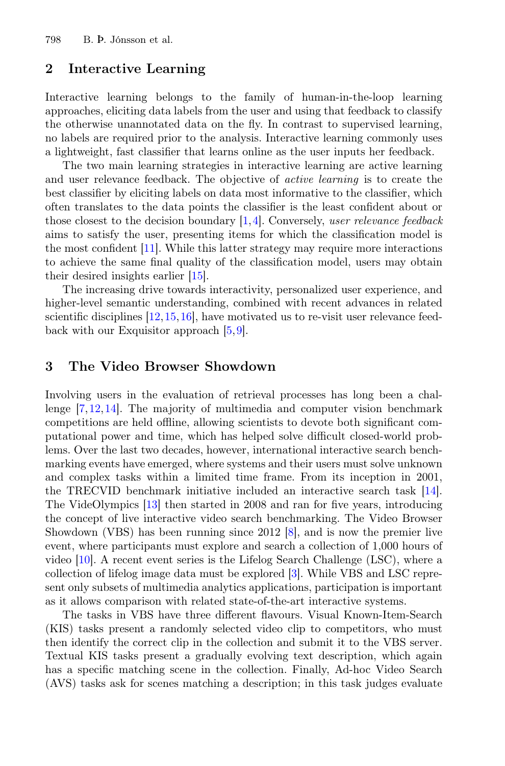## 2 Interactive Learning

Interactive learning belongs to the family of human-in-the-loop learning approaches, eliciting data labels from the user and using that feedback to classify the otherwise unannotated data on the fly. In contrast to supervised learning, no labels are required prior to the analysis. Interactive learning commonly uses a lightweight, fast classifier that learns online as the user inputs her feedback.

The two main learning strategies in interactive learning are active learning and user relevance feedback. The objective of *active learning* is to create the best classifier by eliciting labels on data most informative to the classifier, which often translates to the data points the classifier is the least confident about or those closest to the decision boundary [1,4]. Conversely, *user relevance feedback* aims to satisfy the user, presenting items for which the classification model is the most confident [11]. While this latter strategy may require more interactions to achieve the same final quality of the classification model, users may obtain their desired insights earlier [15].

The increasing drive towards interactivity, personalized user experience, and higher-level semantic understanding, combined with recent advances in related scientific disciplines [12,15,16], have motivated us to re-visit user relevance feedback with our Exquisitor approach [5,9].

## 3 The Video Browser Showdown

Involving users in the evaluation of retrieval processes has long been a challenge [7,12,14]. The majority of multimedia and computer vision benchmark competitions are held offline, allowing scientists to devote both significant computational power and time, which has helped solve difficult closed-world problems. Over the last two decades, however, international interactive search benchmarking events have emerged, where systems and their users must solve unknown and complex tasks within a limited time frame. From its inception in 2001, the TRECVID benchmark initiative included an interactive search task [14]. The VideOlympics [13] then started in 2008 and ran for five years, introducing the concept of live interactive video search benchmarking. The Video Browser Showdown (VBS) has been running since 2012 [8], and is now the premier live event, where participants must explore and search a collection of 1,000 hours of video [10]. A recent event series is the Lifelog Search Challenge (LSC), where a collection of lifelog image data must be explored [3]. While VBS and LSC represent only subsets of multimedia analytics applications, participation is important as it allows comparison with related state-of-the-art interactive systems.

The tasks in VBS have three different flavours. Visual Known-Item-Search (KIS) tasks present a randomly selected video clip to competitors, who must then identify the correct clip in the collection and submit it to the VBS server. Textual KIS tasks present a gradually evolving text description, which again has a specific matching scene in the collection. Finally, Ad-hoc Video Search (AVS) tasks ask for scenes matching a description; in this task judges evaluate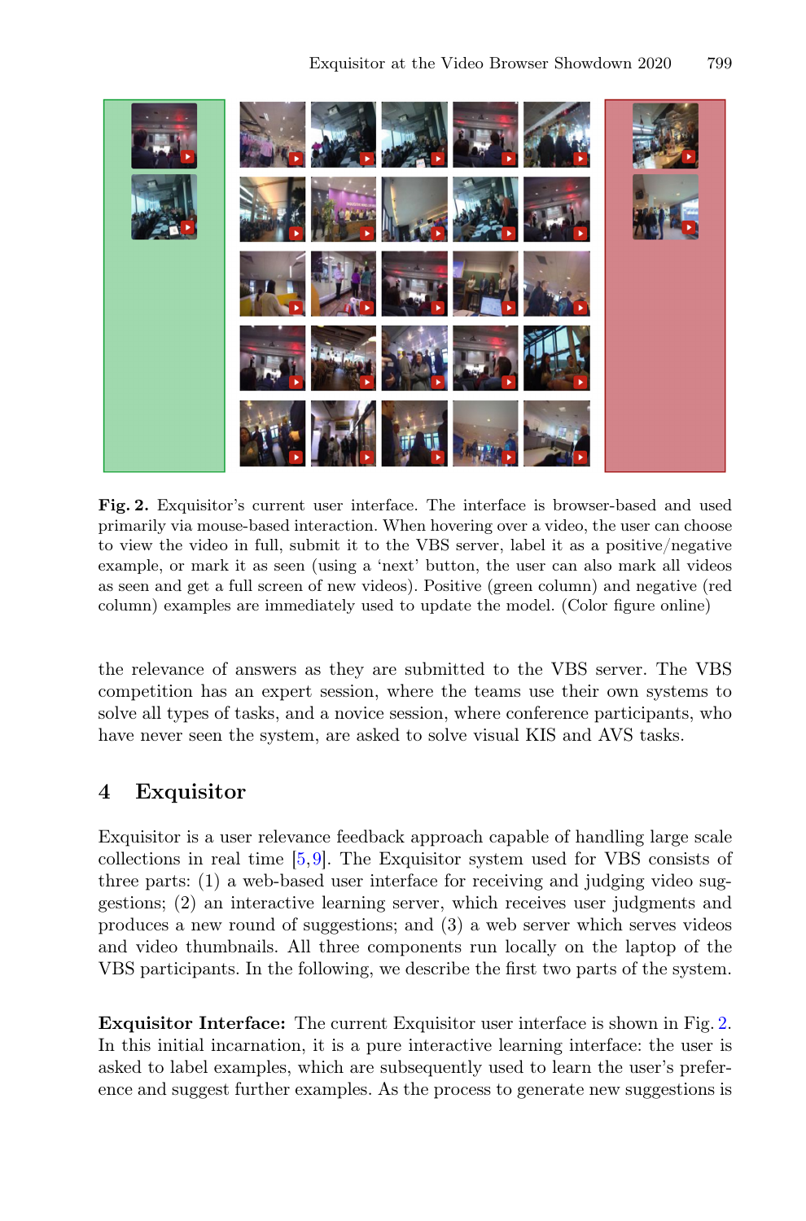**Fig. 2.** Exquisitor's current user interface. The interface is browser-based and used primarily via mouse-based interaction. When hovering over a video, the user can choose to view the video in full, submit it to the VBS server, label it as a positive/negative example, or mark it as seen (using a 'next' button, the user can also mark all videos as seen and get a full screen of new videos). Positive (green column) and negative (red column) examples are immediately used to update the model. (Color figure online)

the relevance of answers as they are submitted to the VBS server. The VBS competition has an expert session, where the teams use their own systems to solve all types of tasks, and a novice session, where conference participants, who have never seen the system, are asked to solve visual KIS and AVS tasks.

## 4 Exquisitor

Exquisitor is a user relevance feedback approach capable of handling large scale collections in real time [5,9]. The Exquisitor system used for VBS consists of three parts: (1) a web-based user interface for receiving and judging video suggestions; (2) an interactive learning server, which receives user judgments and produces a new round of suggestions; and (3) a web server which serves videos and video thumbnails. All three components run locally on the laptop of the VBS participants. In the following, we describe the first two parts of the system.

**Exquisitor Interface:** The current Exquisitor user interface is shown in Fig. 2. In this initial incarnation, it is a pure interactive learning interface: the user is asked to label examples, which are subsequently used to learn the user's preference and suggest further examples. As the process to generate new suggestions is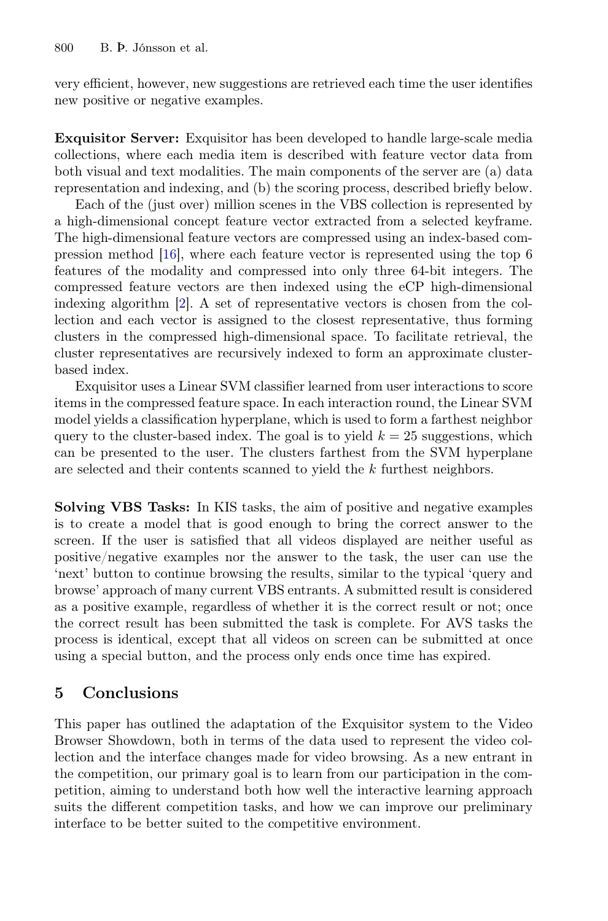very efficient, however, new suggestions are retrieved each time the user identifies new positive or negative examples.

**Exquisitor Server:** Exquisitor has been developed to handle large-scale media collections, where each media item is described with feature vector data from both visual and text modalities. The main components of the server are (a) data representation and indexing, and (b) the scoring process, described briefly below.

Each of the (just over) million scenes in the VBS collection is represented by a high-dimensional concept feature vector extracted from a selected keyframe. The high-dimensional feature vectors are compressed using an index-based compression method [16], where each feature vector is represented using the top 6 features of the modality and compressed into only three 64-bit integers. The compressed feature vectors are then indexed using the eCP high-dimensional indexing algorithm [2]. A set of representative vectors is chosen from the collection and each vector is assigned to the closest representative, thus forming clusters in the compressed high-dimensional space. To facilitate retrieval, the cluster representatives are recursively indexed to form an approximate cluster-based index.

Exquisitor uses a Linear SVM classifier learned from user interactions to score items in the compressed feature space. In each interaction round, the Linear SVM model yields a classification hyperplane, which is used to form a farthest neighbor query to the cluster-based index. The goal is to yield $k = 25$ suggestions, which can be presented to the user. The clusters farthest from the SVM hyperplane are selected and their contents scanned to yield the $k$ furthest neighbors.

**Solving VBS Tasks:** In KIS tasks, the aim of positive and negative examples is to create a model that is good enough to bring the correct answer to the screen. If the user is satisfied that all videos displayed are neither useful as positive/negative examples nor the answer to the task, the user can use the 'next' button to continue browsing the results, similar to the typical 'query and browse' approach of many current VBS entrants. A submitted result is considered as a positive example, regardless of whether it is the correct result or not; once the correct result has been submitted the task is complete. For AVS tasks the process is identical, except that all videos on screen can be submitted at once using a special button, and the process only ends once time has expired.

## 5 Conclusions

This paper has outlined the adaptation of the Exquisitor system to the Video Browser Showdown, both in terms of the data used to represent the video collection and the interface changes made for video browsing. As a new entrant in the competition, our primary goal is to learn from our participation in the competition, aiming to understand both how well the interactive learning approach suits the different competition tasks, and how we can improve our preliminary interface to be better suited to the competitive environment.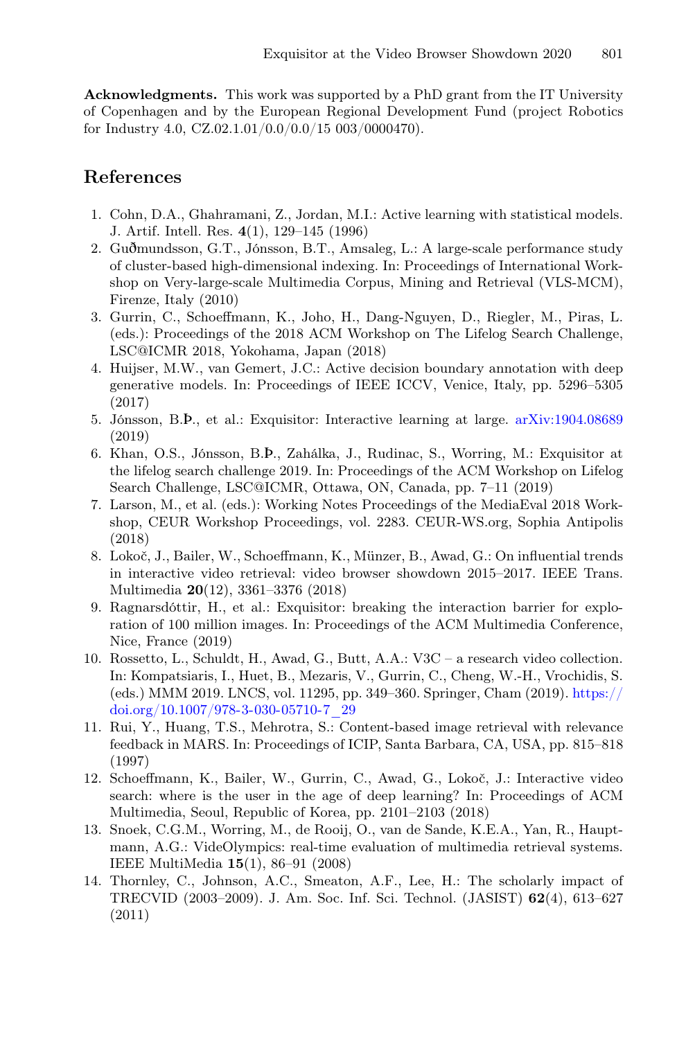**Acknowledgments.** This work was supported by a PhD grant from the IT University of Copenhagen and by the European Regional Development Fund (project Robotics for Industry 4.0, CZ.02.1.01/0.0/0.0/15 003/0000470).

## References

1. Cohn, D.A., Ghahramani, Z., Jordan, M.I.: Active learning with statistical models. J. Artif. Intell. Res. **4**(1), 129–145 (1996)
2. Guðmundsson, G.T., Jónsson, B.T., Amsaleg, L.: A large-scale performance study of cluster-based high-dimensional indexing. In: Proceedings of International Workshop on Very-large-scale Multimedia Corpus, Mining and Retrieval (VLS-MCM), Firenze, Italy (2010)
3. Gurrin, C., Schoeffmann, K., Joho, H., Dang-Nguyen, D., Riegler, M., Piras, L. (eds.): Proceedings of the 2018 ACM Workshop on The Lifelog Search Challenge, LSC@ICMR 2018, Yokohama, Japan (2018)
4. Huijser, M.W., van Gemert, J.C.: Active decision boundary annotation with deep generative models. In: Proceedings of IEEE ICCV, Venice, Italy, pp. 5296–5305 (2017)
5. Jónsson, B.Þ., et al.: Exquisitor: Interactive learning at large. arXiv:1904.08689 (2019)
6. Khan, O.S., Jónsson, B.Þ., Zahálka, J., Rudinac, S., Worring, M.: Exquisitor at the lifelog search challenge 2019. In: Proceedings of the ACM Workshop on Lifelog Search Challenge, LSC@ICMR, Ottawa, ON, Canada, pp. 7–11 (2019)
7. Larson, M., et al. (eds.): Working Notes Proceedings of the MediaEval 2018 Workshop, CEUR Workshop Proceedings, vol. 2283. CEUR-WS.org, Sophia Antipolis (2018)
8. Lokoč, J., Bailer, W., Schoeffmann, K., Münzer, B., Awad, G.: On influential trends in interactive video retrieval: video browser showdown 2015–2017. IEEE Trans. Multimedia **20**(12), 3361–3376 (2018)
9. Ragnarsdóttir, H., et al.: Exquisitor: breaking the interaction barrier for exploration of 100 million images. In: Proceedings of the ACM Multimedia Conference, Nice, France (2019)
10. Rossetto, L., Schuldt, H., Awad, G., Butt, A.A.: V3C – a research video collection. In: Kompatsiaris, I., Huet, B., Mezaris, V., Gurrin, C., Cheng, W.-H., Vrochidis, S. (eds.) MMM 2019. LNCS, vol. 11295, pp. 349–360. Springer, Cham (2019). https://doi.org/10.1007/978-3-030-05710-7_29
11. Rui, Y., Huang, T.S., Mehrotra, S.: Content-based image retrieval with relevance feedback in MARS. In: Proceedings of ICIP, Santa Barbara, CA, USA, pp. 815–818 (1997)
12. Schoeffmann, K., Bailer, W., Gurrin, C., Awad, G., Lokoč, J.: Interactive video search: where is the user in the age of deep learning? In: Proceedings of ACM Multimedia, Seoul, Republic of Korea, pp. 2101–2103 (2018)
13. Snoek, C.G.M., Worring, M., de Rooij, O., van de Sande, K.E.A., Yan, R., Hauptmann, A.G.: VideOlympics: real-time evaluation of multimedia retrieval systems. IEEE MultiMedia **15**(1), 86–91 (2008)
14. Thornley, C., Johnson, A.C., Smeaton, A.F., Lee, H.: The scholarly impact of TRECVID (2003–2009). J. Am. Soc. Inf. Sci. Technol. (JASIST) **62**(4), 613–627 (2011)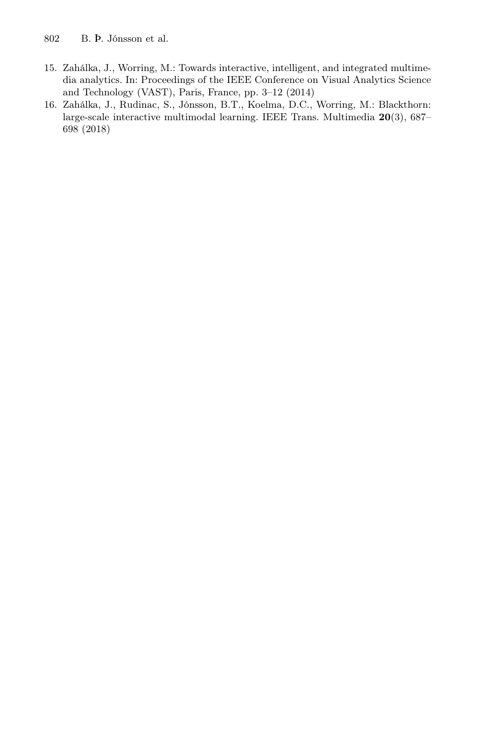15. Zahálka, J., Worring, M.: Towards interactive, intelligent, and integrated multimedia analytics. In: Proceedings of the IEEE Conference on Visual Analytics Science and Technology (VAST), Paris, France, pp. 3–12 (2014)
16. Zahálka, J., Rudinac, S., Jónsson, B.T., Koelma, D.C., Worring, M.: Blackthorn: large-scale interactive multimodal learning. IEEE Trans. Multimedia **20**(3), 687–698 (2018)